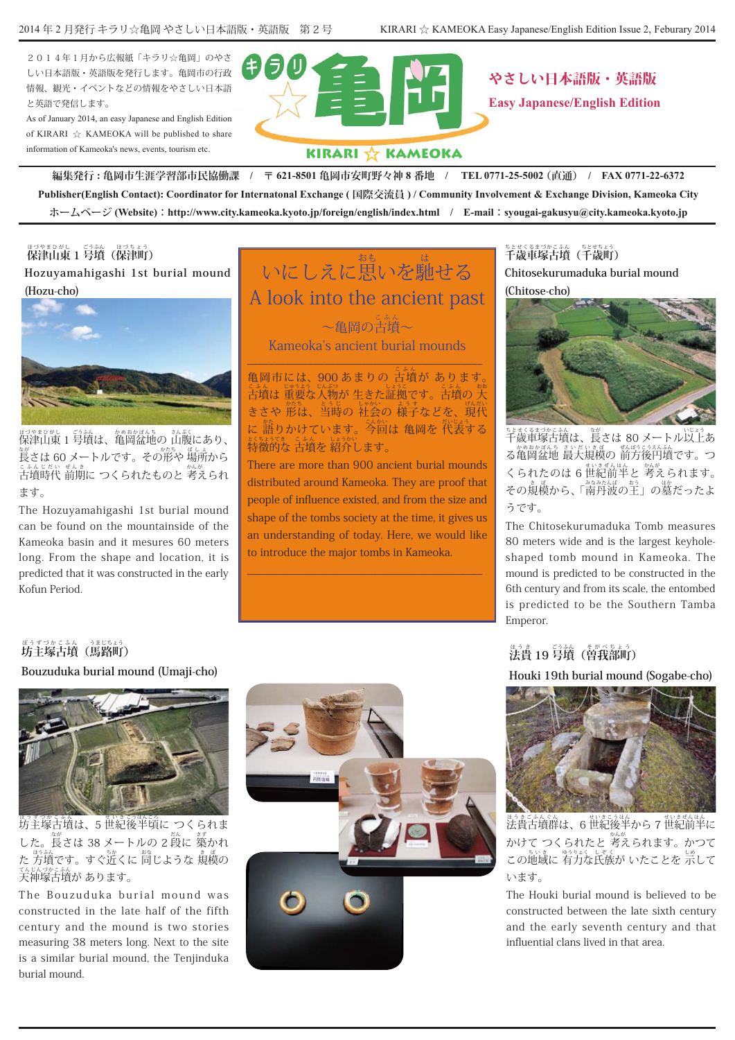２０１４年１月から広報紙「キラリ☆亀岡」のやさしい日本語版・英語版を発行します。亀岡市の行政情報、観光・イベントなどの情報をやさしい日本語と英語で発信します。

As of January 2014, an easy Japanese and English Edition of KIRARI ☆ KAMEOKA will be published to share information of Kameoka's news, events, tourism etc.

# キラリ☆亀岡 KIRARI ☆ KAMEOKA

## やさしい日本語版・英語版 Easy Japanese/English Edition

編集発行：亀岡市生涯学習部市民協働課 / 〒621-8501 亀岡市安町野々神 8 番地 / TEL 0771-25-5002（直通） / FAX 0771-22-6372

Publisher(English Contact): Coordinator for Internatonal Exchange ( 国際交流員 ) / Community Involvement & Exchange Division, Kameoka City

ホームページ (Website)：http://www.city.kameoka.kyoto.jp/foreign/english/index.html / E-mail：syougai-gakusyu@city.kameoka.kyoto.jp

## いにしえに思いを馳せる A look into the ancient past

### ～亀岡の古墳～ Kameoka's ancient burial mounds

亀岡市には、900 あまりの 古墳が あります。古墳は 重要な人物が 生きた証拠です。古墳の 大きさや 形は、当時の 社会の 様子などを、現代に 語りかけています。今回は 亀岡を 代表する 特徴的な 古墳を 紹介します。

There are more than 900 ancient burial mounds distributed around Kameoka. They are proof that people of influence existed, and from the size and shape of the tombs society at the time, it gives us an understanding of today. Here, we would like to introduce the major tombs in Kameoka.

### 保津山東１号墳（保津町） Hozuyamahigashi 1st burial mound (Hozu-cho)

保津山東１号墳は、亀岡盆地の 山腹にあり、長さは 60 メートルです。その形や 場所から 古墳時代 前期に つくられたものと 考えられます。

The Hozuyamahigashi 1st burial mound can be found on the mountainside of the Kameoka basin and it mesures 60 meters long. From the shape and location, it is predicted that it was constructed in the early Kofun Period.

### 千歳車塚古墳（千歳町） Chitosekurumaduka burial mound (Chitose-cho)

千歳車塚古墳は、長さは 80 メートル以上ある亀岡盆地 最大規模の 前方後円墳です。つくられたのは 6 世紀前半と 考えられます。その規模から、「南丹波の王」の 墓だったようです。

The Chitosekurumaduka Tomb measures 80 meters wide and is the largest keyhole-shaped tomb mound in Kameoka. The mound is predicted to be constructed in the 6th century and from its scale, the entombed is predicted to be the Southern Tamba Emperor.

### 坊主塚古墳（馬路町） Bouzuduka burial mound (Umaji-cho)

坊主塚古墳は、5 世紀後半頃に つくられました。長さは 38 メートルの 2 段に 築かれた 方墳です。すぐ近くに 同じような 規模の 天神塚古墳が あります。

The Bouzuduka burial mound was constructed in the late half of the fifth century and the mound is two stories measuring 38 meters long. Next to the site is a similar burial mound, the Tenjinduka burial mound.

### 法貴 19 号墳（曽我部町） Houki 19th burial mound (Sogabe-cho)

法貴古墳群は、6 世紀後半から 7 世紀前半に かけて つくられたと 考えられます。かつて この地域に 有力な氏族が いたことを 示しています。

The Houki burial mound is believed to be constructed between the late sixth century and the early seventh century and that influential clans lived in that area.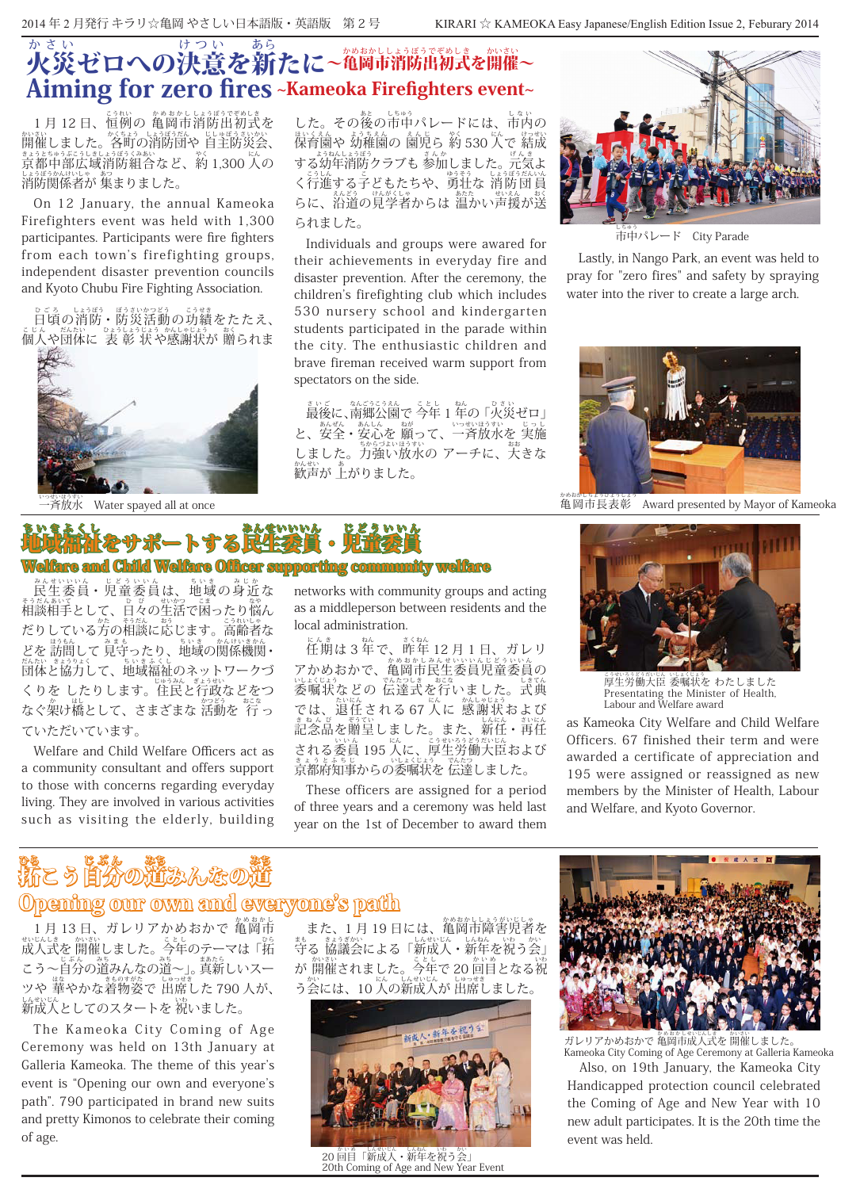# 火災ゼロへの決意を新たに～亀岡市消防出初式を開催～

# Aiming for zero fires ~Kameoka Firefighters event~

1月12日、恒例の亀岡市消防出初式を開催しました。各町の消防団や自主防災会、京都中部広域消防組合など、約1,300人の消防関係者が集まりました。

On 12 January, the annual Kameoka Firefighters event was held with 1,300 participantes. Participants were fire fighters from each town's firefighting groups, independent disaster prevention councils and Kyoto Chubu Fire Fighting Association.

日頃の消防・防災活動の功績をたたえ、個人や団体に表彰状や感謝状が贈られました。その後の市中パレードには、市内の保育園や幼稚園の園児ら約530人で結成する幼年消防クラブも参加しました。元気よく行進する子どもたちや、勇壮な消防団員らに、沿道の見学者からは温かい声援が送られました。

Individuals and groups were awarded for their achievements in everyday fire and disaster prevention. After the ceremony, the children's firefighting club which includes 530 nursery school and kindergarten students participated in the parade within the city. The enthusiastic children and brave fireman received warm support from spectators on the side.

最後に、南郷公園で今年1年の「火災ゼロ」と、安全・安心を願って、一斉放水を実施しました。力強い放水のアーチに、大きな歓声が上がりました。

Lastly, in Nango Park, an event was held to pray for "zero fires" and safety by spraying water into the river to create a large arch.

一斉放水　Water spayed all at once

市中パレード　City Parade

亀岡市長表彰　Award presented by Mayor of Kameoka

# 地域福祉をサポートする民生委員・児童委員

## Welfare and Child Welfare Officer supporting community welfare

民生委員・児童委員は、地域の身近な相談相手として、日々の生活で困ったり悩んだりしている方の相談に応じます。高齢者などを訪問して見守ったり、地域の関係機関・団体と協力して、地域福祉のネットワークづくりをしたりします。住民と行政などをつなぐ架け橋として、さまざまな活動を行っていただいています。

Welfare and Child Welfare Officers act as a community consultant and offers support to those with concerns regarding everyday living. They are involved in various activities such as visiting the elderly, building networks with community groups and acting as a middleperson between residents and the local administration.

任期は3年で、昨年12月1日、ガレリアかめおかで、亀岡市民生委員児童委員の委嘱状などの伝達式を行いました。式典では、退任される67人に感謝状および記念品を贈呈しました。また、新任・再任される委員195人に、厚生労働大臣および京都府知事からの委嘱状を伝達しました。

These officers are assigned for a period of three years and a ceremony was held last year on the 1st of December to award them as Kameoka City Welfare and Child Welfare Officers. 67 finished their term and were awarded a certificate of appreciation and 195 were assigned or reassigned as new members by the Minister of Health, Labour and Welfare, and Kyoto Governor.

厚生労働大臣 委嘱状をわたしました
Presentating the Minister of Health, Labour and Welfare award

# 拓こう自分の道みんなの道

## Opening our own and everyone's path

1月13日、ガレリアかめおかで亀岡市成人式を開催しました。今年のテーマは「拓こう～自分の道みんなの道～」。真新しいスーツや華やかな着物姿で出席した790人が、新成人としてのスタートを祝いました。

The Kameoka City Coming of Age Ceremony was held on 13th January at Galleria Kameoka. The theme of this year's event is "Opening our own and everyone's path". 790 participated in brand new suits and pretty Kimonos to celebrate their coming of age.

また、1月19日には、亀岡市障害児者を守る協議会による「新成人・新年を祝う会」が開催されました。今年で20回目となる祝う会には、10人の新成人が出席しました。

Also, on 19th January, the Kameoka City Handicapped protection council celebrated the Coming of Age and New Year with 10 new adult participates. It is the 20th time the event was held.

20回目「新成人・新年を祝う会」
20th Coming of Age and New Year Event

ガレリアかめおかで亀岡市成人式を開催しました。
Kameoka City Coming of Age Ceremony at Galleria Kameoka